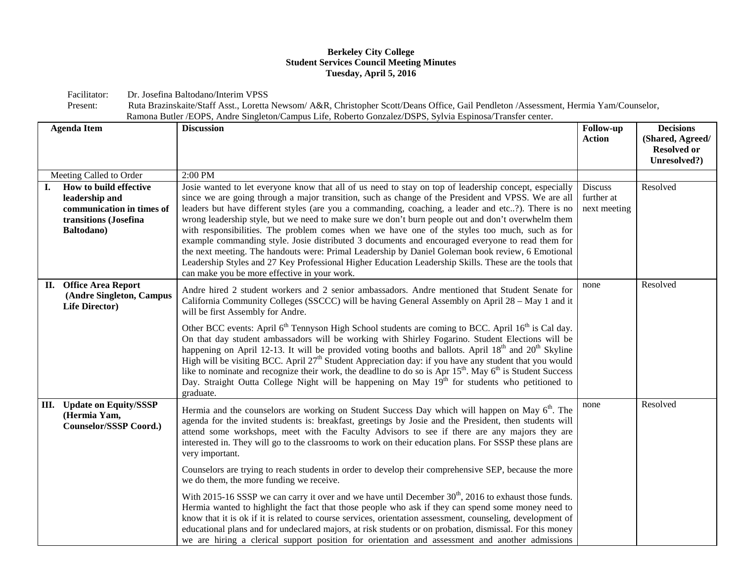**Berkeley City College**
**Student Services Council Meeting Minutes**
**Tuesday, April 5, 2016**

Facilitator: Dr. Josefina Baltodano/Interim VPSS

Present: Ruta Brazinskaite/Staff Asst., Loretta Newsom/ A&R, Christopher Scott/Deans Office, Gail Pendleton /Assessment, Hermia Yam/Counselor, Ramona Butler /EOPS, Andre Singleton/Campus Life, Roberto Gonzalez/DSPS, Sylvia Espinosa/Transfer center.

| Agenda Item | Discussion | Follow-up Action | Decisions (Shared, Agreed/ Resolved or Unresolved?) |
|---|---|---|---|
| Meeting Called to Order | 2:00 PM | | |
| **I. How to build effective leadership and communication in times of transitions (Josefina Baltodano)** | Josie wanted to let everyone know that all of us need to stay on top of leadership concept, especially since we are going through a major transition, such as change of the President and VPSS. We are all leaders but have different styles (are you a commanding, coaching, a leader and etc..?). There is no wrong leadership style, but we need to make sure we don't burn people out and don't overwhelm them with responsibilities. The problem comes when we have one of the styles too much, such as for example commanding style. Josie distributed 3 documents and encouraged everyone to read them for the next meeting. The handouts were: Primal Leadership by Daniel Goleman book review, 6 Emotional Leadership Styles and 27 Key Professional Higher Education Leadership Skills. These are the tools that can make you be more effective in your work. | Discuss further at next meeting | Resolved |
| **II. Office Area Report (Andre Singleton, Campus Life Director)** | Andre hired 2 student workers and 2 senior ambassadors. Andre mentioned that Student Senate for California Community Colleges (SSCCC) will be having General Assembly on April 28 – May 1 and it will be first Assembly for Andre.<br><br>Other BCC events: April 6th Tennyson High School students are coming to BCC. April 16th is Cal day. On that day student ambassadors will be working with Shirley Fogarino. Student Elections will be happening on April 12-13. It will be provided voting booths and ballots. April 18th and 20th Skyline High will be visiting BCC. April 27th Student Appreciation day: if you have any student that you would like to nominate and recognize their work, the deadline to do so is Apr 15th. May 6th is Student Success Day. Straight Outta College Night will be happening on May 19th for students who petitioned to graduate. | none | Resolved |
| **III. Update on Equity/SSSP (Hermia Yam, Counselor/SSSP Coord.)** | Hermia and the counselors are working on Student Success Day which will happen on May 6th. The agenda for the invited students is: breakfast, greetings by Josie and the President, then students will attend some workshops, meet with the Faculty Advisors to see if there are any majors they are interested in. They will go to the classrooms to work on their education plans. For SSSP these plans are very important.<br><br>Counselors are trying to reach students in order to develop their comprehensive SEP, because the more we do them, the more funding we receive.<br><br>With 2015-16 SSSP we can carry it over and we have until December 30th, 2016 to exhaust those funds. Hermia wanted to highlight the fact that those people who ask if they can spend some money need to know that it is ok if it is related to course services, orientation assessment, counseling, development of educational plans and for undeclared majors, at risk students or on probation, dismissal. For this money we are hiring a clerical support position for orientation and assessment and another admissions | none | Resolved |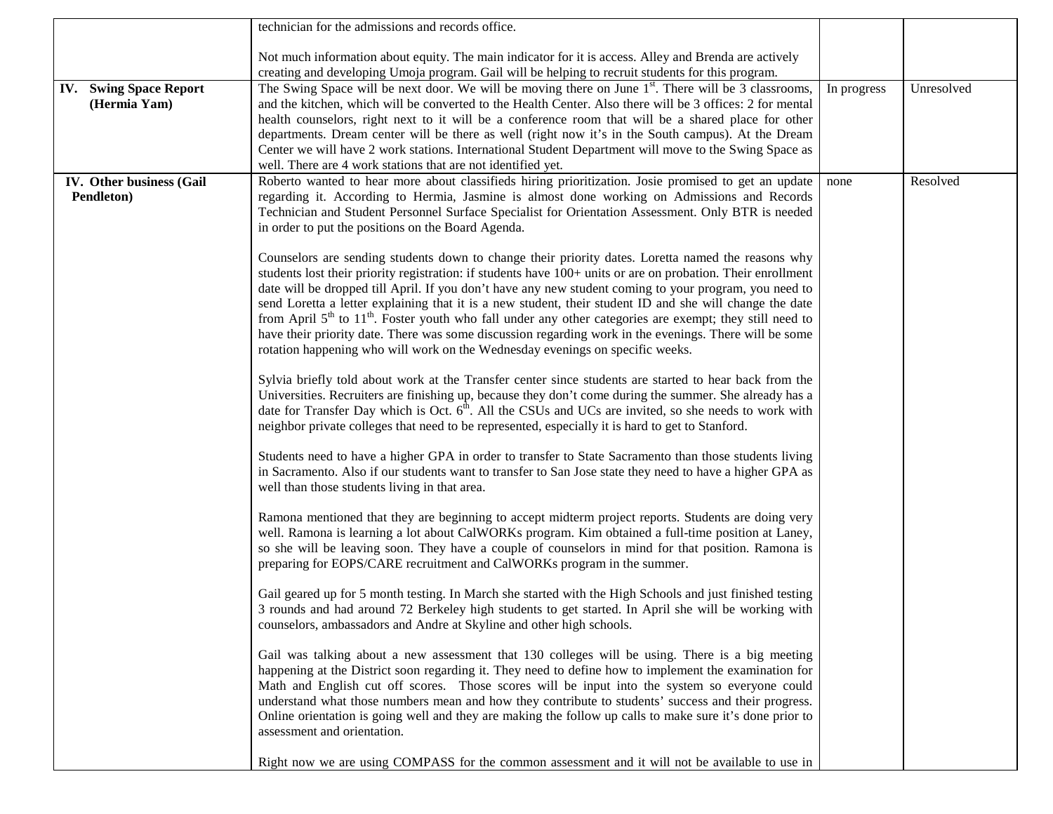| | | | |
|---|---|---|---|
| | technician for the admissions and records office.<br><br>Not much information about equity. The main indicator for it is access. Alley and Brenda are actively creating and developing Umoja program. Gail will be helping to recruit students for this program. | | |
| **IV. Swing Space Report (Hermia Yam)** | The Swing Space will be next door. We will be moving there on June 1st. There will be 3 classrooms, and the kitchen, which will be converted to the Health Center. Also there will be 3 offices: 2 for mental health counselors, right next to it will be a conference room that will be a shared place for other departments. Dream center will be there as well (right now it's in the South campus). At the Dream Center we will have 2 work stations. International Student Department will move to the Swing Space as well. There are 4 work stations that are not identified yet. | In progress | Unresolved |
| **IV. Other business (Gail Pendleton)** | Roberto wanted to hear more about classifieds hiring prioritization. Josie promised to get an update regarding it. According to Hermia, Jasmine is almost done working on Admissions and Records Technician and Student Personnel Surface Specialist for Orientation Assessment. Only BTR is needed in order to put the positions on the Board Agenda.<br><br>Counselors are sending students down to change their priority dates. Loretta named the reasons why students lost their priority registration: if students have 100+ units or are on probation. Their enrollment date will be dropped till April. If you don't have any new student coming to your program, you need to send Loretta a letter explaining that it is a new student, their student ID and she will change the date from April 5th to 11th. Foster youth who fall under any other categories are exempt; they still need to have their priority date. There was some discussion regarding work in the evenings. There will be some rotation happening who will work on the Wednesday evenings on specific weeks.<br><br>Sylvia briefly told about work at the Transfer center since students are started to hear back from the Universities. Recruiters are finishing up, because they don't come during the summer. She already has a date for Transfer Day which is Oct. 6th. All the CSUs and UCs are invited, so she needs to work with neighbor private colleges that need to be represented, especially it is hard to get to Stanford.<br><br>Students need to have a higher GPA in order to transfer to State Sacramento than those students living in Sacramento. Also if our students want to transfer to San Jose state they need to have a higher GPA as well than those students living in that area.<br><br>Ramona mentioned that they are beginning to accept midterm project reports. Students are doing very well. Ramona is learning a lot about CalWORKs program. Kim obtained a full-time position at Laney, so she will be leaving soon. They have a couple of counselors in mind for that position. Ramona is preparing for EOPS/CARE recruitment and CalWORKs program in the summer.<br><br>Gail geared up for 5 month testing. In March she started with the High Schools and just finished testing 3 rounds and had around 72 Berkeley high students to get started. In April she will be working with counselors, ambassadors and Andre at Skyline and other high schools.<br><br>Gail was talking about a new assessment that 130 colleges will be using. There is a big meeting happening at the District soon regarding it. They need to define how to implement the examination for Math and English cut off scores. Those scores will be input into the system so everyone could understand what those numbers mean and how they contribute to students' success and their progress. Online orientation is going well and they are making the follow up calls to make sure it's done prior to assessment and orientation.<br><br>Right now we are using COMPASS for the common assessment and it will not be available to use in | none | Resolved |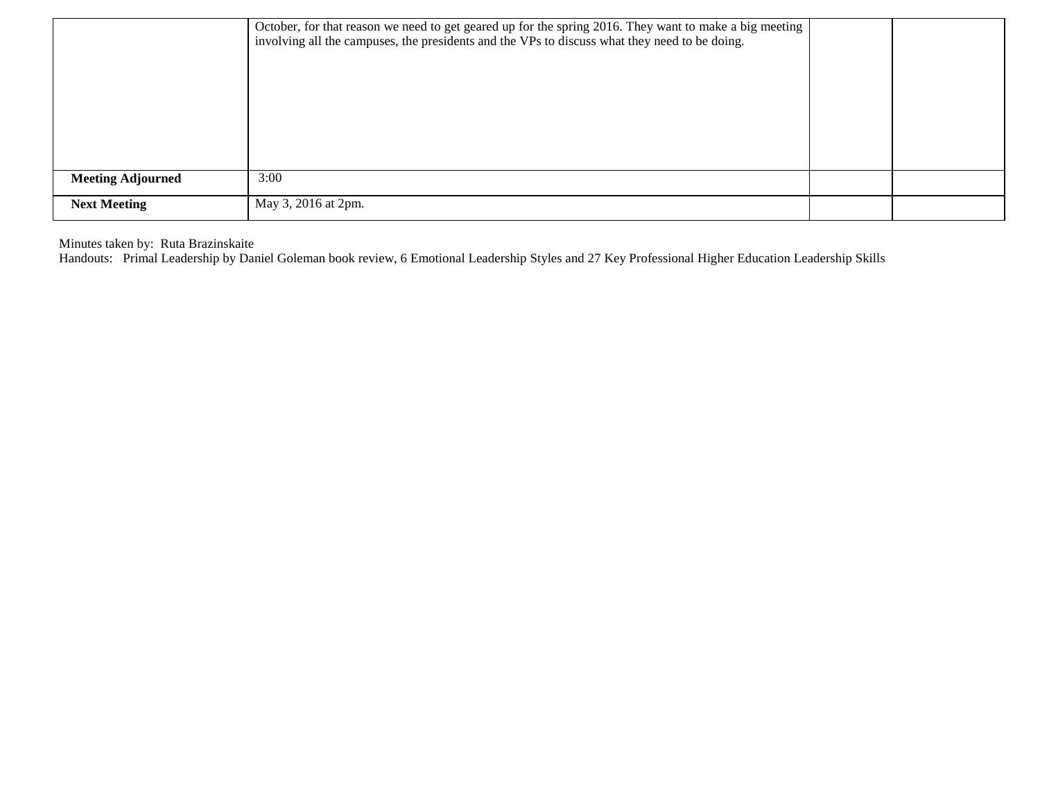| | | | |
|---|---|---|---|
| | October, for that reason we need to get geared up for the spring 2016. They want to make a big meeting involving all the campuses, the presidents and the VPs to discuss what they need to be doing. | | |
| **Meeting Adjourned** | 3:00 | | |
| **Next Meeting** | May 3, 2016 at 2pm. | | |

Minutes taken by: Ruta Brazinskaite
Handouts: Primal Leadership by Daniel Goleman book review, 6 Emotional Leadership Styles and 27 Key Professional Higher Education Leadership Skills